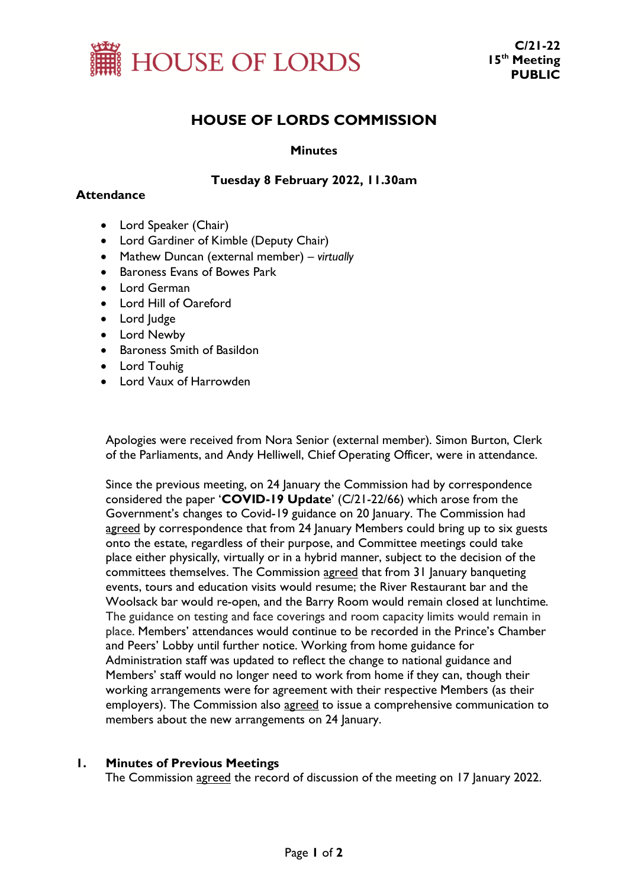HOUSE OF LORDS

**C/21-22**
**15th Meeting**
**PUBLIC**

# HOUSE OF LORDS COMMISSION

**Minutes**

**Tuesday 8 February 2022, 11.30am**

**Attendance**

- Lord Speaker (Chair)
- Lord Gardiner of Kimble (Deputy Chair)
- Mathew Duncan (external member) – *virtually*
- Baroness Evans of Bowes Park
- Lord German
- Lord Hill of Oareford
- Lord Judge
- Lord Newby
- Baroness Smith of Basildon
- Lord Touhig
- Lord Vaux of Harrowden

Apologies were received from Nora Senior (external member). Simon Burton, Clerk of the Parliaments, and Andy Helliwell, Chief Operating Officer, were in attendance.

Since the previous meeting, on 24 January the Commission had by correspondence considered the paper '**COVID-19 Update**' (C/21-22/66) which arose from the Government's changes to Covid-19 guidance on 20 January. The Commission had agreed by correspondence that from 24 January Members could bring up to six guests onto the estate, regardless of their purpose, and Committee meetings could take place either physically, virtually or in a hybrid manner, subject to the decision of the committees themselves. The Commission agreed that from 31 January banqueting events, tours and education visits would resume; the River Restaurant bar and the Woolsack bar would re-open, and the Barry Room would remain closed at lunchtime. The guidance on testing and face coverings and room capacity limits would remain in place. Members' attendances would continue to be recorded in the Prince's Chamber and Peers' Lobby until further notice. Working from home guidance for Administration staff was updated to reflect the change to national guidance and Members' staff would no longer need to work from home if they can, though their working arrangements were for agreement with their respective Members (as their employers). The Commission also agreed to issue a comprehensive communication to members about the new arrangements on 24 January.

## 1. Minutes of Previous Meetings

The Commission agreed the record of discussion of the meeting on 17 January 2022.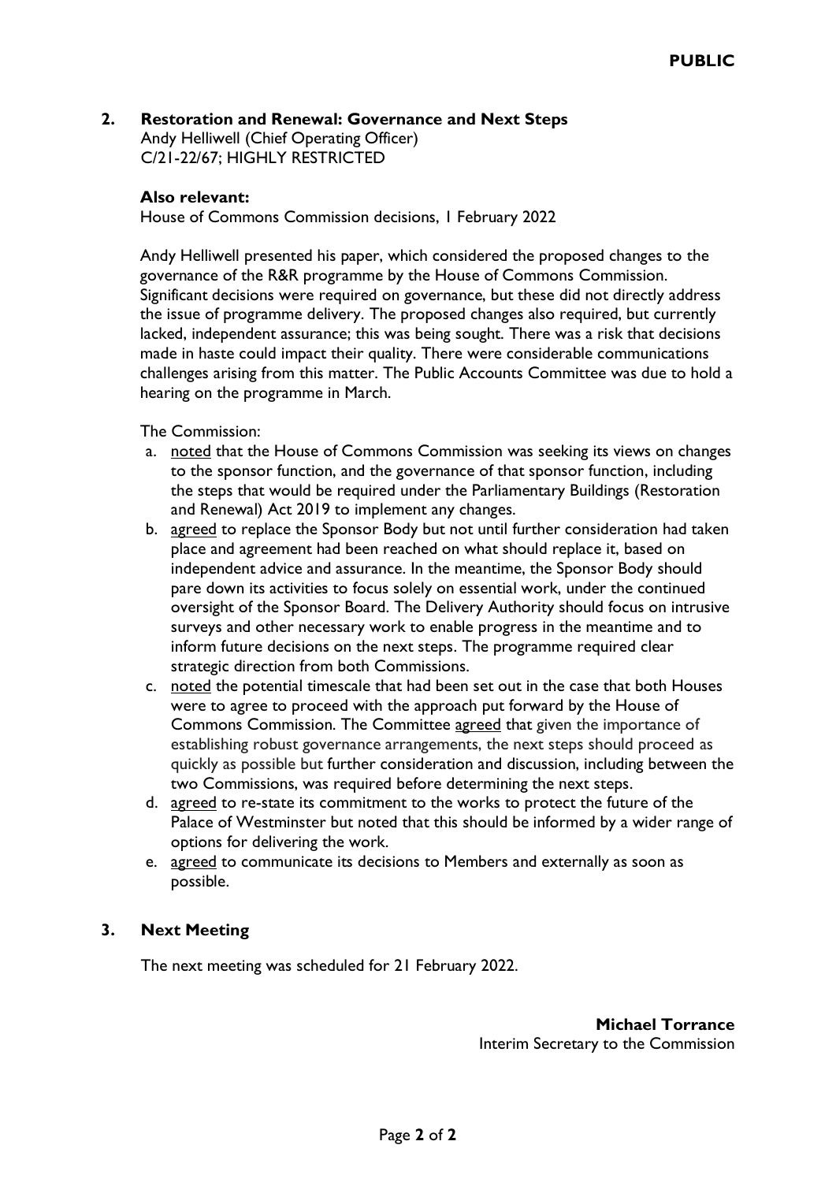**PUBLIC**

## 2. Restoration and Renewal: Governance and Next Steps

Andy Helliwell (Chief Operating Officer)
C/21-22/67; HIGHLY RESTRICTED

**Also relevant:**
House of Commons Commission decisions, 1 February 2022

Andy Helliwell presented his paper, which considered the proposed changes to the governance of the R&R programme by the House of Commons Commission. Significant decisions were required on governance, but these did not directly address the issue of programme delivery. The proposed changes also required, but currently lacked, independent assurance; this was being sought. There was a risk that decisions made in haste could impact their quality. There were considerable communications challenges arising from this matter. The Public Accounts Committee was due to hold a hearing on the programme in March.

The Commission:

a. noted that the House of Commons Commission was seeking its views on changes to the sponsor function, and the governance of that sponsor function, including the steps that would be required under the Parliamentary Buildings (Restoration and Renewal) Act 2019 to implement any changes.
b. agreed to replace the Sponsor Body but not until further consideration had taken place and agreement had been reached on what should replace it, based on independent advice and assurance. In the meantime, the Sponsor Body should pare down its activities to focus solely on essential work, under the continued oversight of the Sponsor Board. The Delivery Authority should focus on intrusive surveys and other necessary work to enable progress in the meantime and to inform future decisions on the next steps. The programme required clear strategic direction from both Commissions.
c. noted the potential timescale that had been set out in the case that both Houses were to agree to proceed with the approach put forward by the House of Commons Commission. The Committee agreed that given the importance of establishing robust governance arrangements, the next steps should proceed as quickly as possible but further consideration and discussion, including between the two Commissions, was required before determining the next steps.
d. agreed to re-state its commitment to the works to protect the future of the Palace of Westminster but noted that this should be informed by a wider range of options for delivering the work.
e. agreed to communicate its decisions to Members and externally as soon as possible.

## 3. Next Meeting

The next meeting was scheduled for 21 February 2022.

**Michael Torrance**
Interim Secretary to the Commission